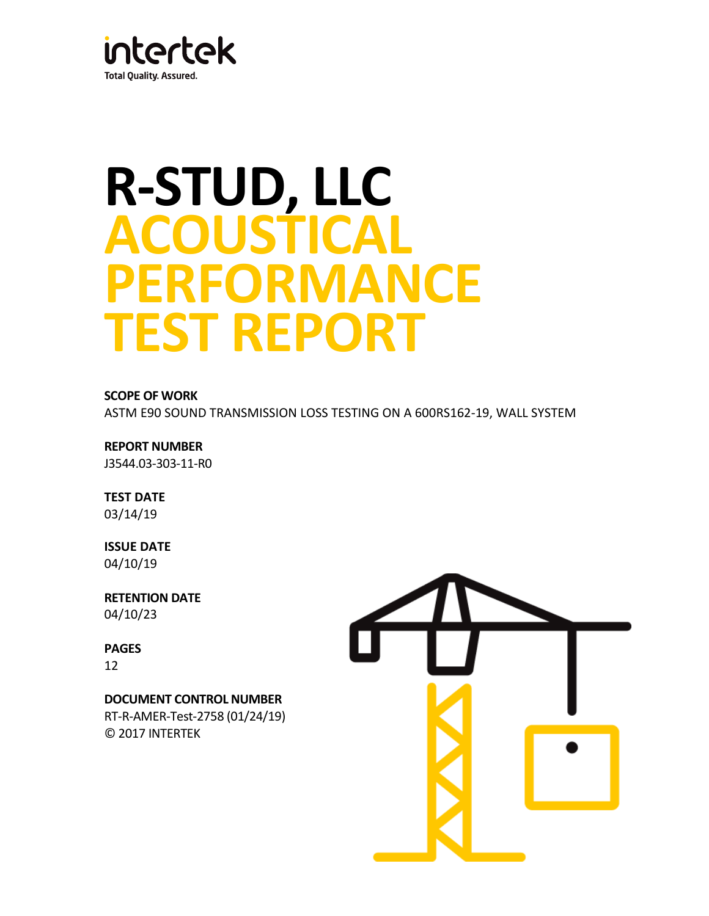intertek

Total Quality. Assured.

# R-STUD, LLC ACOUSTICAL PERFORMANCE TEST REPORT

**SCOPE OF WORK**

ASTM E90 SOUND TRANSMISSION LOSS TESTING ON A 600RS162-19, WALL SYSTEM

**REPORT NUMBER**

J3544.03-303-11-R0

**TEST DATE**

03/14/19

**ISSUE DATE**

04/10/19

**RETENTION DATE**

04/10/23

**PAGES**

12

**DOCUMENT CONTROL NUMBER**

RT-R-AMER-Test-2758 (01/24/19)

© 2017 INTERTEK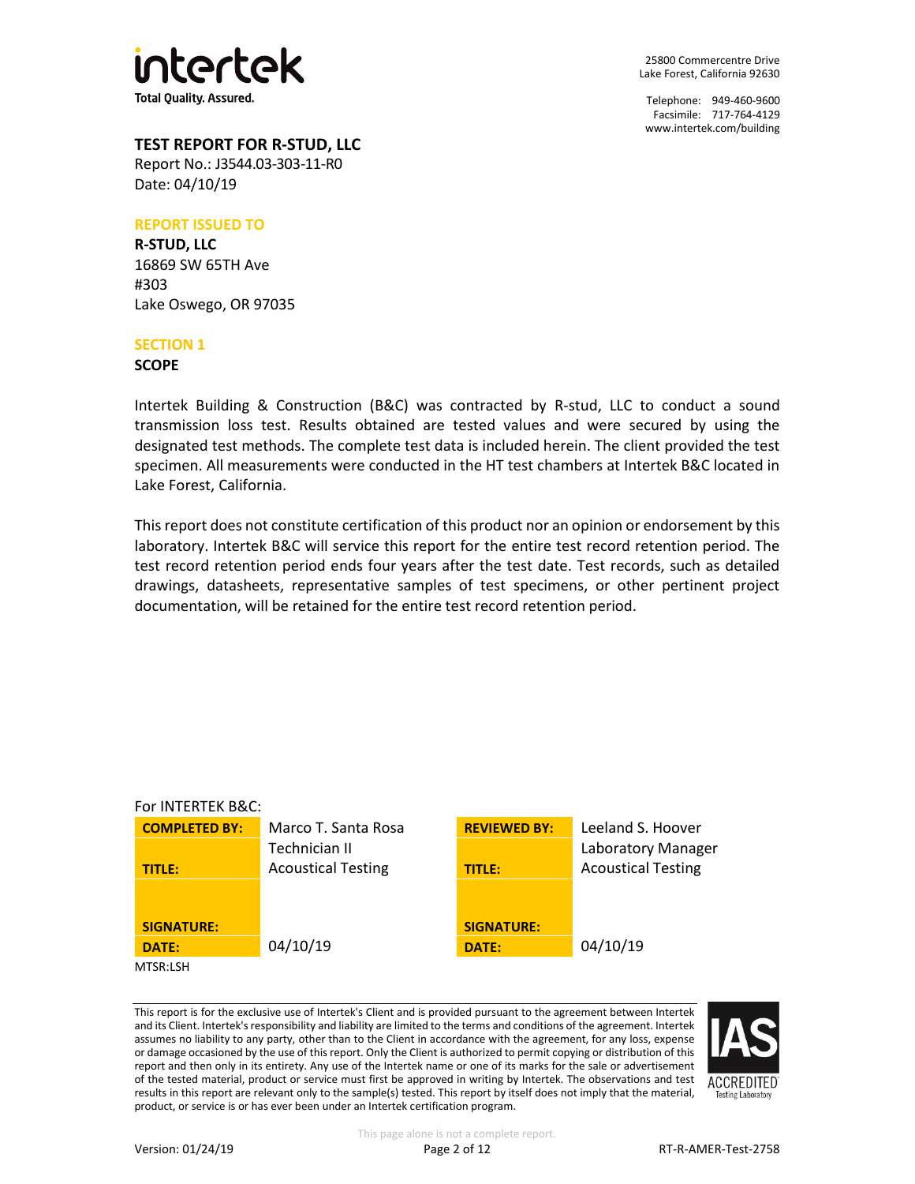intertek

Total Quality. Assured.

25800 Commercentre Drive
Lake Forest, California 92630

Telephone: 949-460-9600
Facsimile: 717-764-4129
www.intertek.com/building

## TEST REPORT FOR R-STUD, LLC

Report No.: J3544.03-303-11-R0
Date: 04/10/19

### REPORT ISSUED TO

**R-STUD, LLC**
16869 SW 65TH Ave
#303
Lake Oswego, OR 97035

### SECTION 1

**SCOPE**

Intertek Building & Construction (B&C) was contracted by R-stud, LLC to conduct a sound transmission loss test. Results obtained are tested values and were secured by using the designated test methods. The complete test data is included herein. The client provided the test specimen. All measurements were conducted in the HT test chambers at Intertek B&C located in Lake Forest, California.

This report does not constitute certification of this product nor an opinion or endorsement by this laboratory. Intertek B&C will service this report for the entire test record retention period. The test record retention period ends four years after the test date. Test records, such as detailed drawings, datasheets, representative samples of test specimens, or other pertinent project documentation, will be retained for the entire test record retention period.

For INTERTEK B&C:

| | | | |
|---|---|---|---|
| **COMPLETED BY:** | Marco T. Santa Rosa | **REVIEWED BY:** | Leeland S. Hoover |
| **TITLE:** | Technician II<br>Acoustical Testing | **TITLE:** | Laboratory Manager<br>Acoustical Testing |
| **SIGNATURE:** | | **SIGNATURE:** | |
| **DATE:** | 04/10/19 | **DATE:** | 04/10/19 |

MTSR:LSH

This report is for the exclusive use of Intertek's Client and is provided pursuant to the agreement between Intertek and its Client. Intertek's responsibility and liability are limited to the terms and conditions of the agreement. Intertek assumes no liability to any party, other than to the Client in accordance with the agreement, for any loss, expense or damage occasioned by the use of this report. Only the Client is authorized to permit copying or distribution of this report and then only in its entirety. Any use of the Intertek name or one of its marks for the sale or advertisement of the tested material, product or service must first be approved in writing by Intertek. The observations and test results in this report are relevant only to the sample(s) tested. This report by itself does not imply that the material, product, or service is or has ever been under an Intertek certification program.

IAS ACCREDITED Testing Laboratory

This page alone is not a complete report.

Version: 01/24/19

RT-R-AMER-Test-2758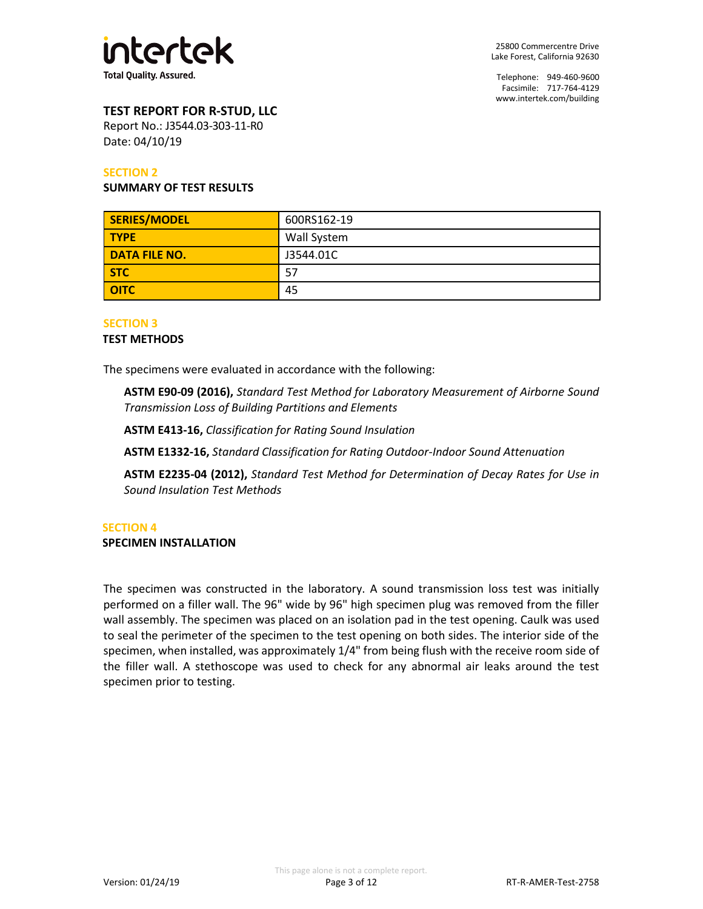## TEST REPORT FOR R-STUD, LLC

Report No.: J3544.03-303-11-R0
Date: 04/10/19

### SECTION 2

**SUMMARY OF TEST RESULTS**

| SERIES/MODEL | 600RS162-19 |
|---|---|
| TYPE | Wall System |
| DATA FILE NO. | J3544.01C |
| STC | 57 |
| OITC | 45 |

### SECTION 3

**TEST METHODS**

The specimens were evaluated in accordance with the following:

**ASTM E90-09 (2016),** *Standard Test Method for Laboratory Measurement of Airborne Sound Transmission Loss of Building Partitions and Elements*

**ASTM E413-16,** *Classification for Rating Sound Insulation*

**ASTM E1332-16,** *Standard Classification for Rating Outdoor-Indoor Sound Attenuation*

**ASTM E2235-04 (2012),** *Standard Test Method for Determination of Decay Rates for Use in Sound Insulation Test Methods*

### SECTION 4

**SPECIMEN INSTALLATION**

The specimen was constructed in the laboratory. A sound transmission loss test was initially performed on a filler wall. The 96" wide by 96" high specimen plug was removed from the filler wall assembly. The specimen was placed on an isolation pad in the test opening. Caulk was used to seal the perimeter of the specimen to the test opening on both sides. The interior side of the specimen, when installed, was approximately 1/4" from being flush with the receive room side of the filler wall. A stethoscope was used to check for any abnormal air leaks around the test specimen prior to testing.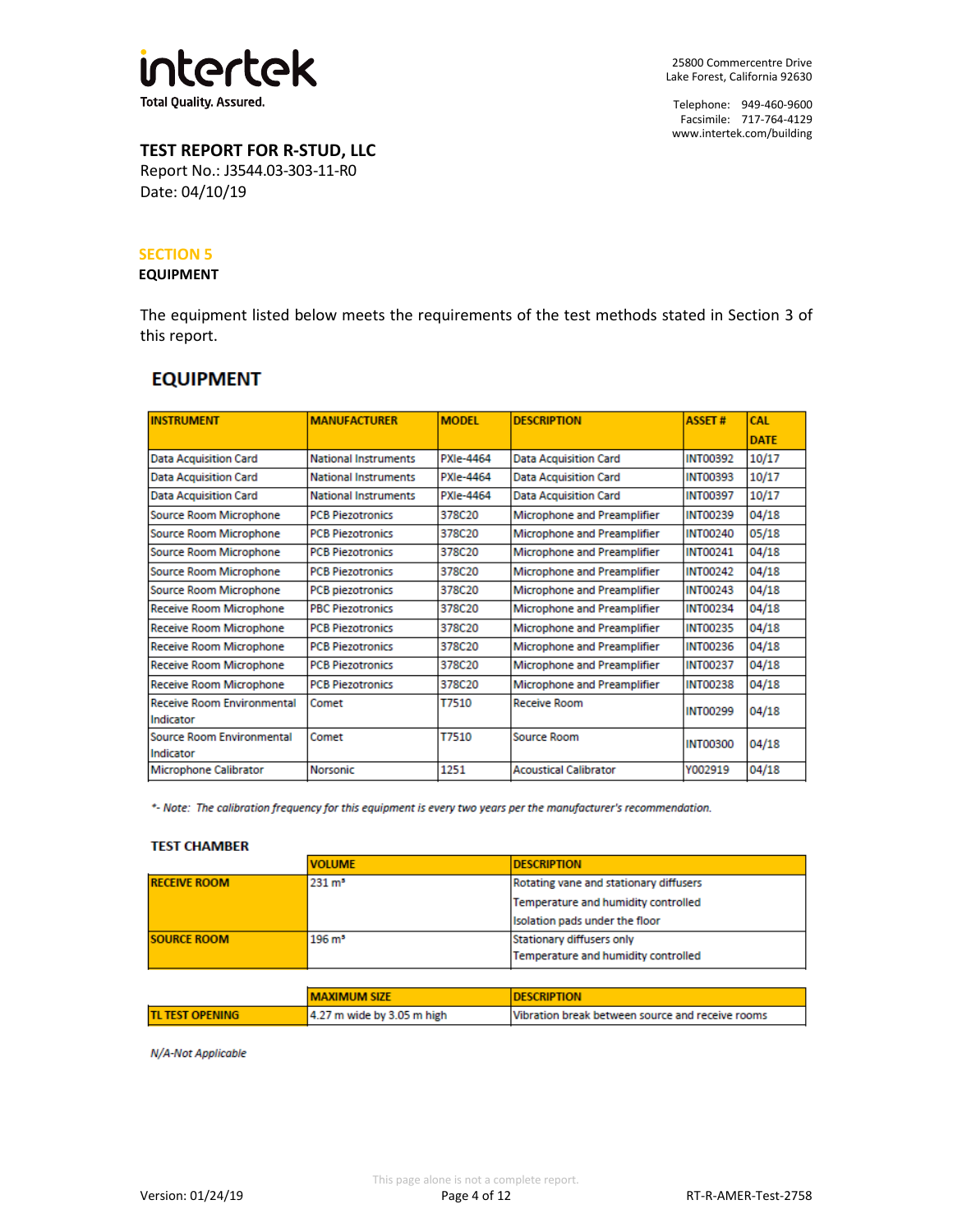**TEST REPORT FOR R-STUD, LLC**
Report No.: J3544.03-303-11-R0
Date: 04/10/19

## SECTION 5

**EQUIPMENT**

The equipment listed below meets the requirements of the test methods stated in Section 3 of this report.

### EQUIPMENT

| INSTRUMENT | MANUFACTURER | MODEL | DESCRIPTION | ASSET # | CAL DATE |
|---|---|---|---|---|---|
| Data Acquisition Card | National Instruments | PXIe-4464 | Data Acquisition Card | INT00392 | 10/17 |
| Data Acquisition Card | National Instruments | PXIe-4464 | Data Acquisition Card | INT00393 | 10/17 |
| Data Acquisition Card | National Instruments | PXIe-4464 | Data Acquisition Card | INT00397 | 10/17 |
| Source Room Microphone | PCB Piezotronics | 378C20 | Microphone and Preamplifier | INT00239 | 04/18 |
| Source Room Microphone | PCB Piezotronics | 378C20 | Microphone and Preamplifier | INT00240 | 05/18 |
| Source Room Microphone | PCB Piezotronics | 378C20 | Microphone and Preamplifier | INT00241 | 04/18 |
| Source Room Microphone | PCB Piezotronics | 378C20 | Microphone and Preamplifier | INT00242 | 04/18 |
| Source Room Microphone | PCB piezotronics | 378C20 | Microphone and Preamplifier | INT00243 | 04/18 |
| Receive Room Microphone | PBC Piezotronics | 378C20 | Microphone and Preamplifier | INT00234 | 04/18 |
| Receive Room Microphone | PCB Piezotronics | 378C20 | Microphone and Preamplifier | INT00235 | 04/18 |
| Receive Room Microphone | PCB Piezotronics | 378C20 | Microphone and Preamplifier | INT00236 | 04/18 |
| Receive Room Microphone | PCB Piezotronics | 378C20 | Microphone and Preamplifier | INT00237 | 04/18 |
| Receive Room Microphone | PCB Piezotronics | 378C20 | Microphone and Preamplifier | INT00238 | 04/18 |
| Receive Room Environmental Indicator | Comet | T7510 | Receive Room | INT00299 | 04/18 |
| Source Room Environmental Indicator | Comet | T7510 | Source Room | INT00300 | 04/18 |
| Microphone Calibrator | Norsonic | 1251 | Acoustical Calibrator | Y002919 | 04/18 |

*\*- Note: The calibration frequency for this equipment is every two years per the manufacturer's recommendation.*

**TEST CHAMBER**

| | VOLUME | DESCRIPTION |
|---|---|---|
| **RECEIVE ROOM** | 231 m³ | Rotating vane and stationary diffusers<br>Temperature and humidity controlled<br>Isolation pads under the floor |
| **SOURCE ROOM** | 196 m³ | Stationary diffusers only<br>Temperature and humidity controlled |

| | MAXIMUM SIZE | DESCRIPTION |
|---|---|---|
| **TL TEST OPENING** | 4.27 m wide by 3.05 m high | Vibration break between source and receive rooms |

*N/A-Not Applicable*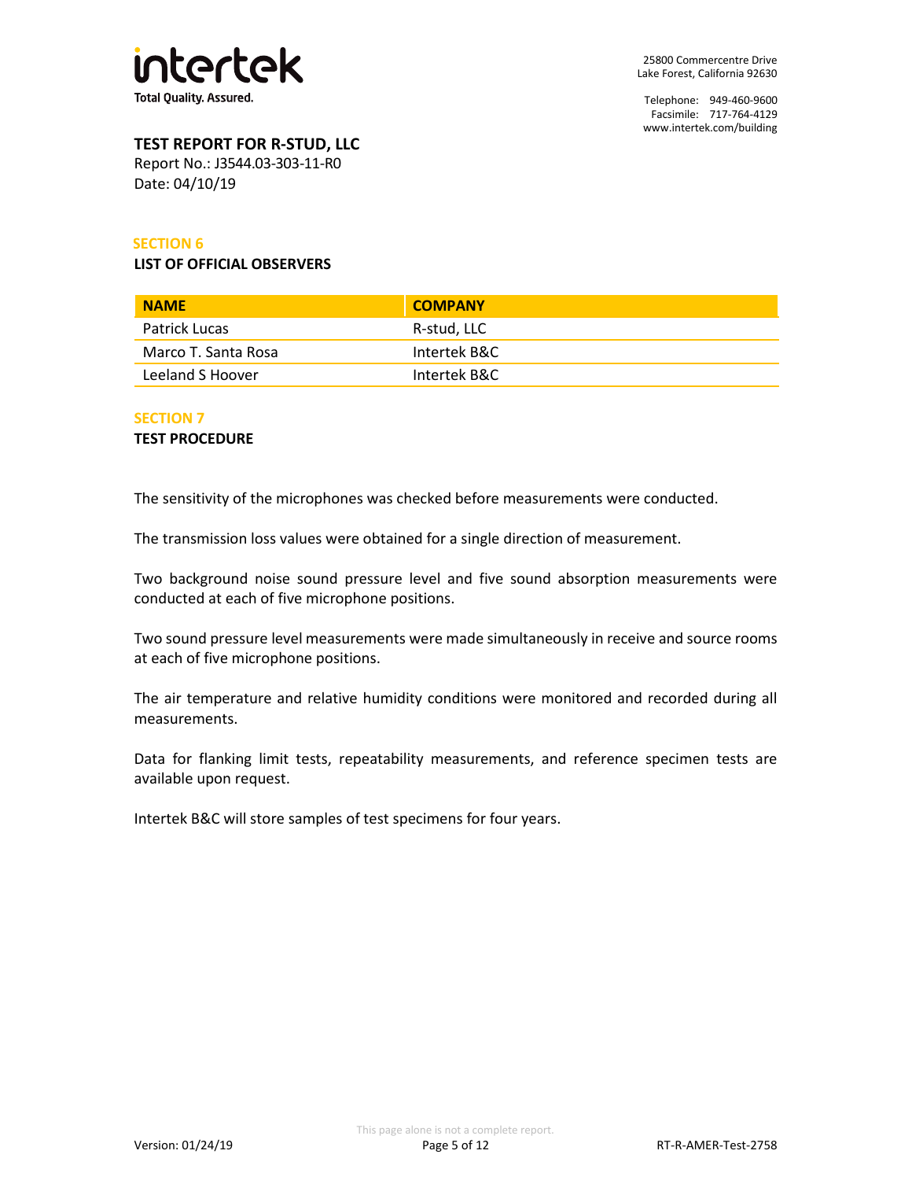**TEST REPORT FOR R-STUD, LLC**
Report No.: J3544.03-303-11-R0
Date: 04/10/19

## SECTION 6
### LIST OF OFFICIAL OBSERVERS

| NAME | COMPANY |
| --- | --- |
| Patrick Lucas | R-stud, LLC |
| Marco T. Santa Rosa | Intertek B&C |
| Leeland S Hoover | Intertek B&C |

## SECTION 7
### TEST PROCEDURE

The sensitivity of the microphones was checked before measurements were conducted.

The transmission loss values were obtained for a single direction of measurement.

Two background noise sound pressure level and five sound absorption measurements were conducted at each of five microphone positions.

Two sound pressure level measurements were made simultaneously in receive and source rooms at each of five microphone positions.

The air temperature and relative humidity conditions were monitored and recorded during all measurements.

Data for flanking limit tests, repeatability measurements, and reference specimen tests are available upon request.

Intertek B&C will store samples of test specimens for four years.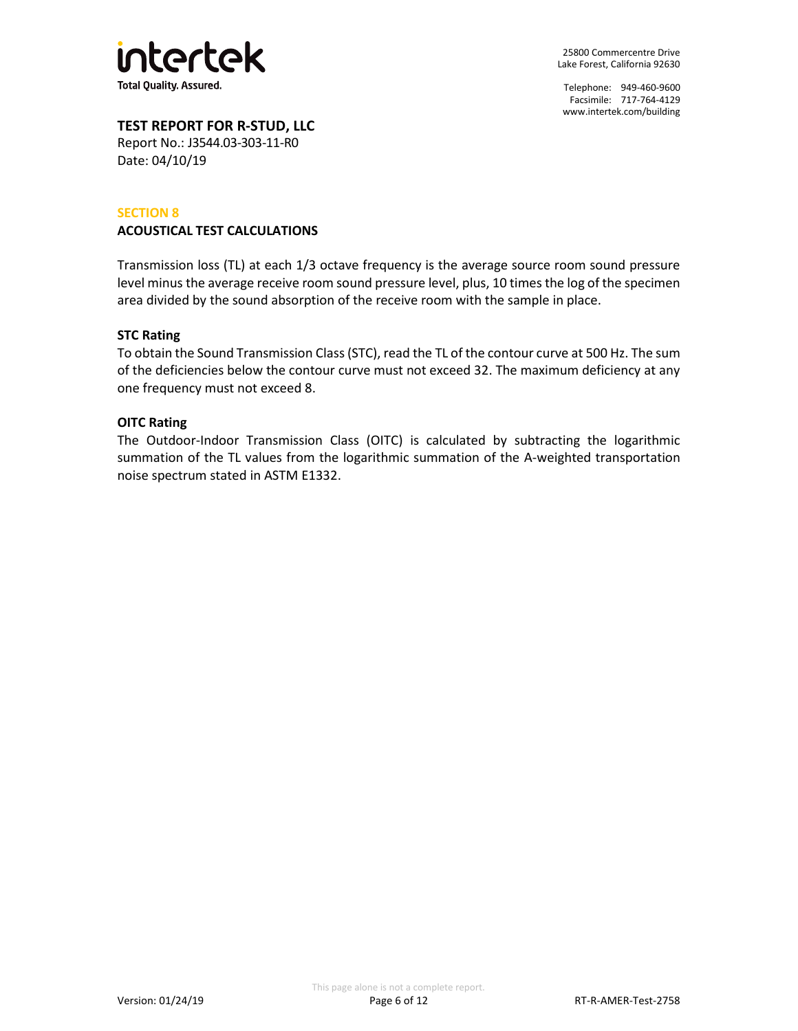**TEST REPORT FOR R-STUD, LLC**
Report No.: J3544.03-303-11-R0
Date: 04/10/19

## SECTION 8

## ACOUSTICAL TEST CALCULATIONS

Transmission loss (TL) at each 1/3 octave frequency is the average source room sound pressure level minus the average receive room sound pressure level, plus, 10 times the log of the specimen area divided by the sound absorption of the receive room with the sample in place.

### STC Rating

To obtain the Sound Transmission Class (STC), read the TL of the contour curve at 500 Hz. The sum of the deficiencies below the contour curve must not exceed 32. The maximum deficiency at any one frequency must not exceed 8.

### OITC Rating

The Outdoor-Indoor Transmission Class (OITC) is calculated by subtracting the logarithmic summation of the TL values from the logarithmic summation of the A-weighted transportation noise spectrum stated in ASTM E1332.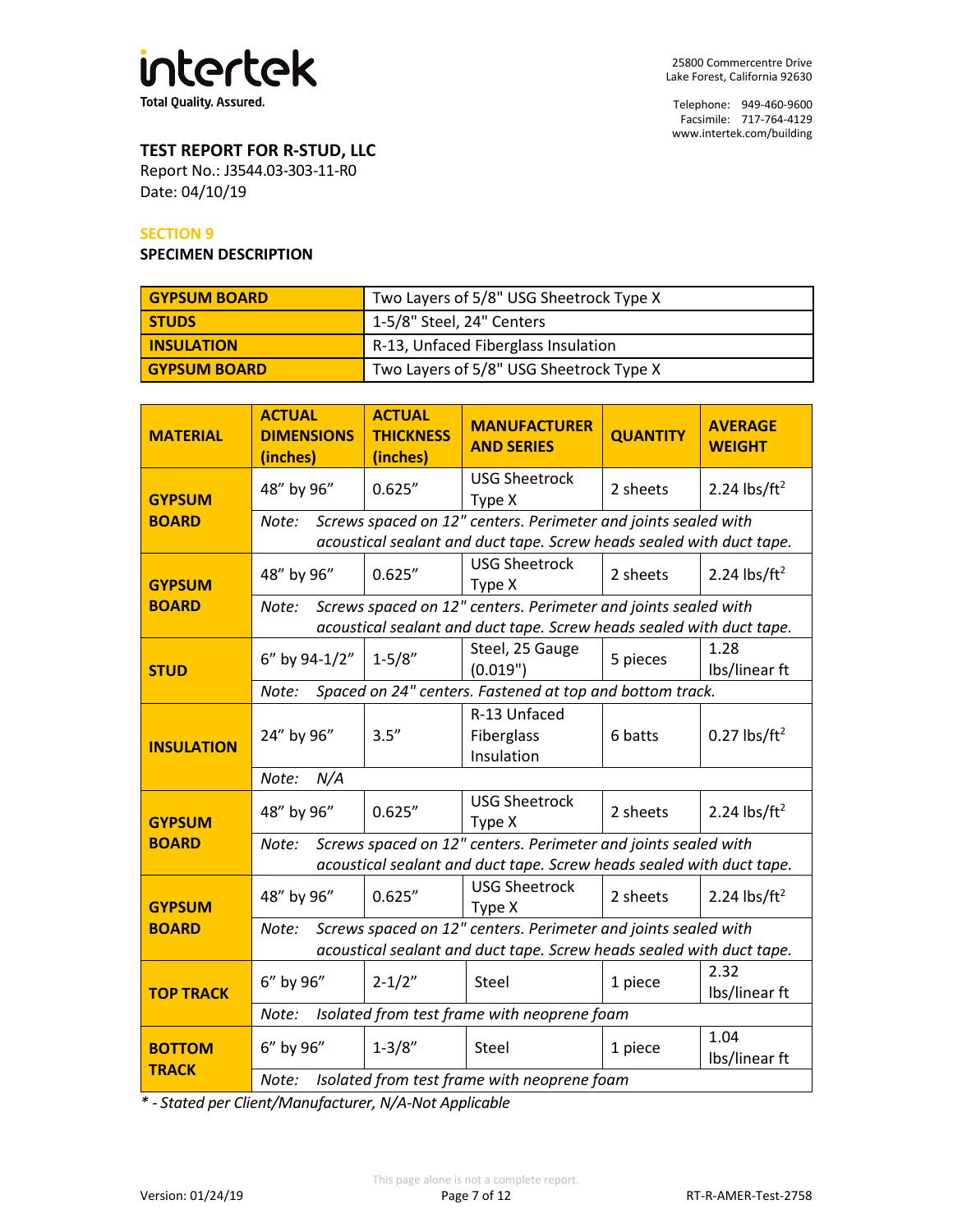**TEST REPORT FOR R-STUD, LLC**
Report No.: J3544.03-303-11-R0
Date: 04/10/19

## SECTION 9

### SPECIMEN DESCRIPTION

| GYPSUM BOARD | Two Layers of 5/8" USG Sheetrock Type X |
|---|---|
| STUDS | 1-5/8" Steel, 24" Centers |
| INSULATION | R-13, Unfaced Fiberglass Insulation |
| GYPSUM BOARD | Two Layers of 5/8" USG Sheetrock Type X |

| MATERIAL | ACTUAL DIMENSIONS (inches) | ACTUAL THICKNESS (inches) | MANUFACTURER AND SERIES | QUANTITY | AVERAGE WEIGHT |
|---|---|---|---|---|---|
| GYPSUM BOARD | 48" by 96" | 0.625" | USG Sheetrock Type X | 2 sheets | 2.24 lbs/ft$^2$ |
| | *Note: Screws spaced on 12" centers. Perimeter and joints sealed with acoustical sealant and duct tape. Screw heads sealed with duct tape.* | | | | |
| GYPSUM BOARD | 48" by 96" | 0.625" | USG Sheetrock Type X | 2 sheets | 2.24 lbs/ft$^2$ |
| | *Note: Screws spaced on 12" centers. Perimeter and joints sealed with acoustical sealant and duct tape. Screw heads sealed with duct tape.* | | | | |
| STUD | 6" by 94-1/2" | 1-5/8" | Steel, 25 Gauge (0.019") | 5 pieces | 1.28 lbs/linear ft |
| | *Note: Spaced on 24" centers. Fastened at top and bottom track.* | | | | |
| INSULATION | 24" by 96" | 3.5" | R-13 Unfaced Fiberglass Insulation | 6 batts | 0.27 lbs/ft$^2$ |
| | *Note: N/A* | | | | |
| GYPSUM BOARD | 48" by 96" | 0.625" | USG Sheetrock Type X | 2 sheets | 2.24 lbs/ft$^2$ |
| | *Note: Screws spaced on 12" centers. Perimeter and joints sealed with acoustical sealant and duct tape. Screw heads sealed with duct tape.* | | | | |
| GYPSUM BOARD | 48" by 96" | 0.625" | USG Sheetrock Type X | 2 sheets | 2.24 lbs/ft$^2$ |
| | *Note: Screws spaced on 12" centers. Perimeter and joints sealed with acoustical sealant and duct tape. Screw heads sealed with duct tape.* | | | | |
| TOP TRACK | 6" by 96" | 2-1/2" | Steel | 1 piece | 2.32 lbs/linear ft |
| | *Note: Isolated from test frame with neoprene foam* | | | | |
| BOTTOM TRACK | 6" by 96" | 1-3/8" | Steel | 1 piece | 1.04 lbs/linear ft |
| | *Note: Isolated from test frame with neoprene foam* | | | | |

*\* - Stated per Client/Manufacturer, N/A-Not Applicable*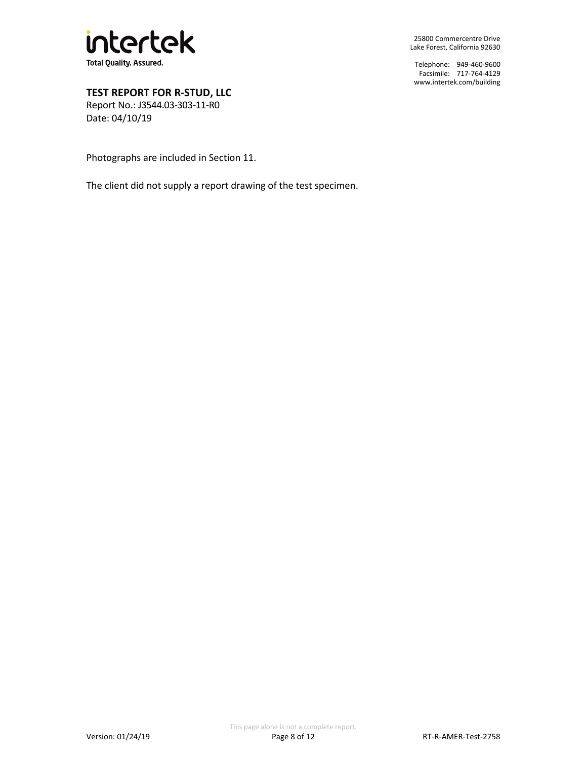Photographs are included in Section 11.

The client did not supply a report drawing of the test specimen.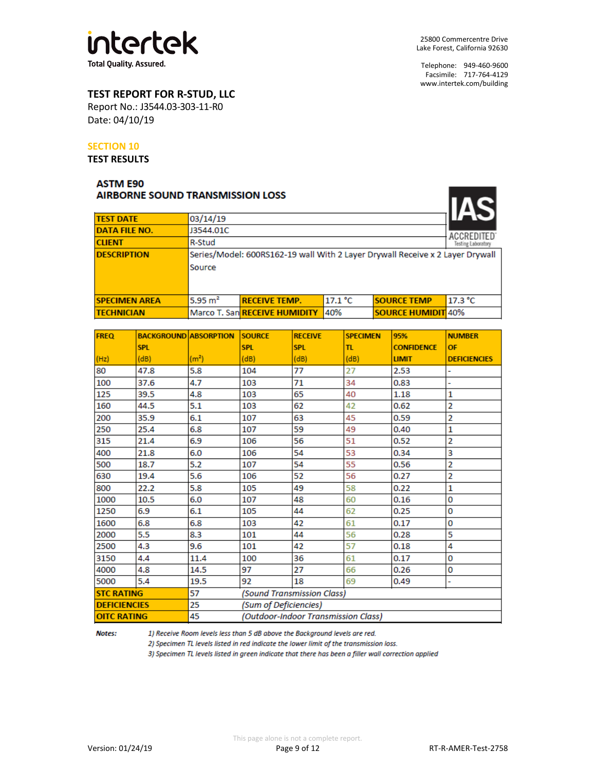intertek
Total Quality. Assured.

25800 Commercentre Drive
Lake Forest, California 92630

Telephone: 949-460-9600
Facsimile: 717-764-4129
www.intertek.com/building

**TEST REPORT FOR R-STUD, LLC**
Report No.: J3544.03-303-11-R0
Date: 04/10/19

## SECTION 10
## TEST RESULTS

### ASTM E90
### AIRBORNE SOUND TRANSMISSION LOSS

IAS ACCREDITED Testing Laboratory

| | | | | | |
|---|---|---|---|---|---|
| **TEST DATE** | 03/14/19 | | | | |
| **DATA FILE NO.** | J3544.01C | | | | |
| **CLIENT** | R-Stud | | | | |
| **DESCRIPTION** | Series/Model: 600RS162-19 wall With 2 Layer Drywall Receive x 2 Layer Drywall Source | | | | |
| **SPECIMEN AREA** | 5.95 $m^2$ | **RECEIVE TEMP.** | 17.1 °C | **SOURCE TEMP** | 17.3 °C |
| **TECHNICIAN** | Marco T. San | **RECEIVE HUMIDITY** | 40% | **SOURCE HUMIDIT** | 40% |

| FREQ (Hz) | BACKGROUND SPL (dB) | ABSORPTION ($m^2$) | SOURCE SPL (dB) | RECEIVE SPL (dB) | SPECIMEN TL (dB) | 95% CONFIDENCE LIMIT | NUMBER OF DEFICIENCIES |
|---|---|---|---|---|---|---|---|
| 80 | 47.8 | 5.8 | 104 | 77 | 27 | 2.53 | - |
| 100 | 37.6 | 4.7 | 103 | 71 | 34 | 0.83 | - |
| 125 | 39.5 | 4.8 | 103 | 65 | 40 | 1.18 | 1 |
| 160 | 44.5 | 5.1 | 103 | 62 | 42 | 0.62 | 2 |
| 200 | 35.9 | 6.1 | 107 | 63 | 45 | 0.59 | 2 |
| 250 | 25.4 | 6.8 | 107 | 59 | 49 | 0.40 | 1 |
| 315 | 21.4 | 6.9 | 106 | 56 | 51 | 0.52 | 2 |
| 400 | 21.8 | 6.0 | 106 | 54 | 53 | 0.34 | 3 |
| 500 | 18.7 | 5.2 | 107 | 54 | 55 | 0.56 | 2 |
| 630 | 19.4 | 5.6 | 106 | 52 | 56 | 0.27 | 2 |
| 800 | 22.2 | 5.8 | 105 | 49 | 58 | 0.22 | 1 |
| 1000 | 10.5 | 6.0 | 107 | 48 | 60 | 0.16 | 0 |
| 1250 | 6.9 | 6.1 | 105 | 44 | 62 | 0.25 | 0 |
| 1600 | 6.8 | 6.8 | 103 | 42 | 61 | 0.17 | 0 |
| 2000 | 5.5 | 8.3 | 101 | 44 | 56 | 0.28 | 5 |
| 2500 | 4.3 | 9.6 | 101 | 42 | 57 | 0.18 | 4 |
| 3150 | 4.4 | 11.4 | 100 | 36 | 61 | 0.17 | 0 |
| 4000 | 4.8 | 14.5 | 97 | 27 | 66 | 0.26 | 0 |
| 5000 | 5.4 | 19.5 | 92 | 18 | 69 | 0.49 | - |
| **STC RATING** | 57 | *(Sound Transmission Class)* | | | | | |
| **DEFICIENCIES** | 25 | *(Sum of Deficiencies)* | | | | | |
| **OITC RATING** | 45 | *(Outdoor-Indoor Transmission Class)* | | | | | |

**Notes:**
*1) Receive Room levels less than 5 dB above the Background levels are red.*
*2) Specimen TL levels listed in red indicate the lower limit of the transmission loss.*
*3) Specimen TL levels listed in green indicate that there has been a filler wall correction applied*

This page alone is not a complete report.

Version: 01/24/19

RT-R-AMER-Test-2758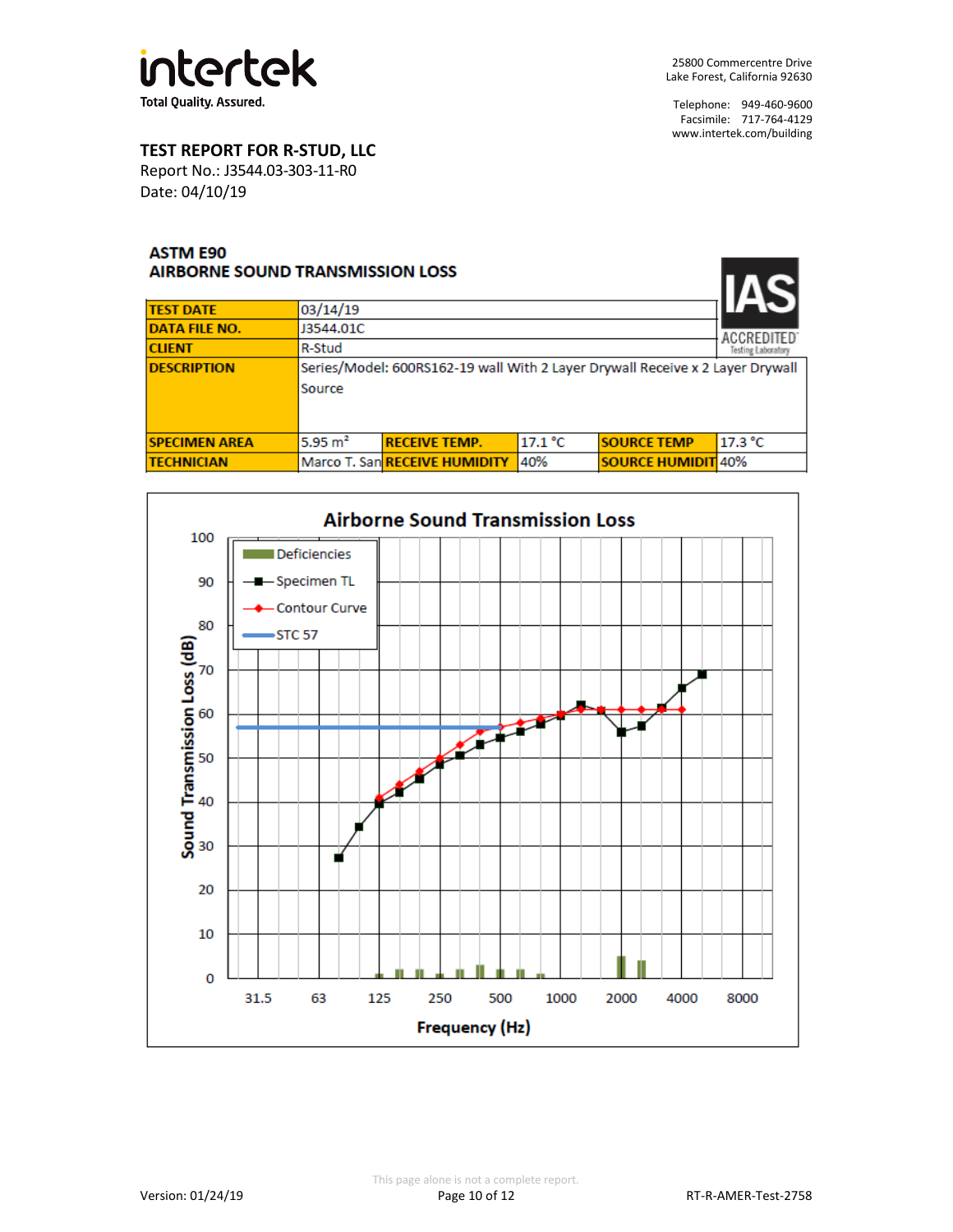**intertek**
Total Quality. Assured.

25800 Commercentre Drive
Lake Forest, California 92630

Telephone: 949-460-9600
Facsimile: 717-764-4129
www.intertek.com/building

## TEST REPORT FOR R-STUD, LLC

Report No.: J3544.03-303-11-R0
Date: 04/10/19

### ASTM E90
### AIRBORNE SOUND TRANSMISSION LOSS

IAS ACCREDITED Testing Laboratory

| TEST DATE | 03/14/19 | | | | |
|---|---|---|---|---|---|
| DATA FILE NO. | J3544.01C | | | | |
| CLIENT | R-Stud | | | | |
| DESCRIPTION | Series/Model: 600RS162-19 wall With 2 Layer Drywall Receive x 2 Layer Drywall Source | | | | |
| SPECIMEN AREA | 5.95 m² | RECEIVE TEMP. | 17.1 °C | SOURCE TEMP | 17.3 °C |
| TECHNICIAN | Marco T. San | RECEIVE HUMIDITY | 40% | SOURCE HUMIDIT | 40% |

**Airborne Sound Transmission Loss**

Legend: Deficiencies; Specimen TL; Contour Curve; STC 57

Sound Transmission Loss (dB) vs. Frequency (Hz): 31.5, 63, 125, 250, 500, 1000, 2000, 4000, 8000

This page alone is not a complete report.

Version: 01/24/19 RT-R-AMER-Test-2758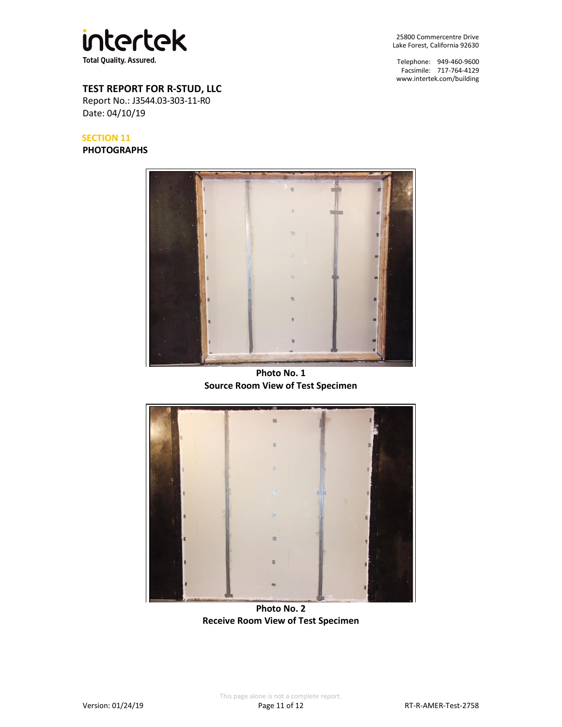## SECTION 11

## PHOTOGRAPHS

**Photo No. 1**
**Source Room View of Test Specimen**

**Photo No. 2**
**Receive Room View of Test Specimen**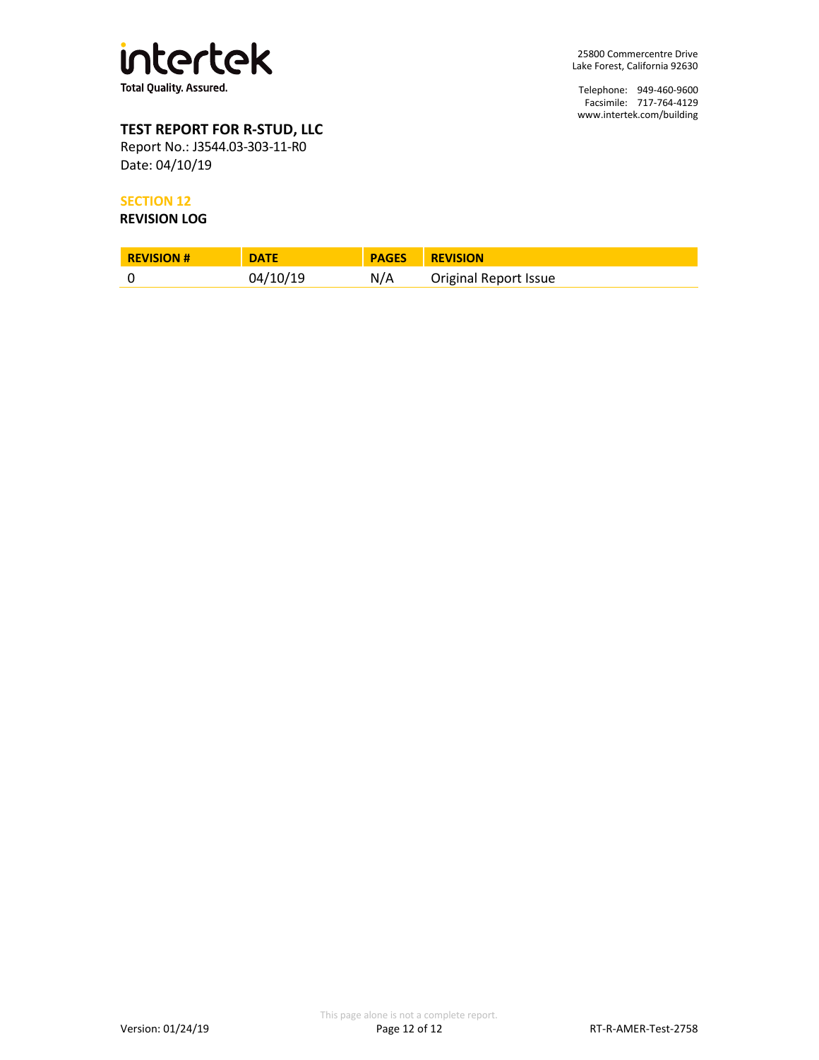**TEST REPORT FOR R-STUD, LLC**
Report No.: J3544.03-303-11-R0
Date: 04/10/19

## SECTION 12
## REVISION LOG

| REVISION # | DATE | PAGES | REVISION |
| --- | --- | --- | --- |
| 0 | 04/10/19 | N/A | Original Report Issue |